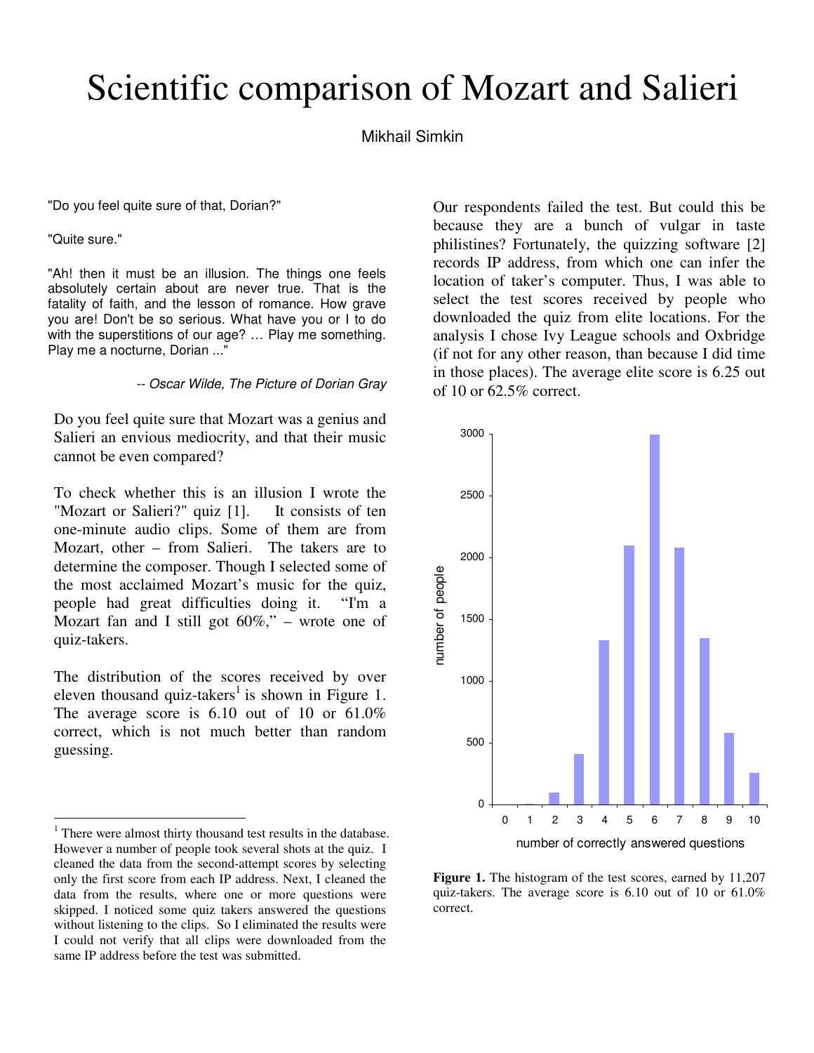# Scientific comparison of Mozart and Salieri

Mikhail Simkin

"Do you feel quite sure of that, Dorian?"

"Quite sure."

"Ah! then it must be an illusion. The things one feels absolutely certain about are never true. That is the fatality of faith, and the lesson of romance. How grave you are! Don't be so serious. What have you or I to do with the superstitions of our age? … Play me something. Play me a nocturne, Dorian ..."

-- *Oscar Wilde, The Picture of Dorian Gray*

Do you feel quite sure that Mozart was a genius and Salieri an envious mediocrity, and that their music cannot be even compared?

To check whether this is an illusion I wrote the "Mozart or Salieri?" quiz [1]. It consists of ten one-minute audio clips. Some of them are from Mozart, other – from Salieri. The takers are to determine the composer. Though I selected some of the most acclaimed Mozart's music for the quiz, people had great difficulties doing it. "I'm a Mozart fan and I still got 60%," – wrote one of quiz-takers.

The distribution of the scores received by over eleven thousand quiz-takers[1] is shown in Figure 1. The average score is 6.10 out of 10 or 61.0% correct, which is not much better than random guessing.

Our respondents failed the test. But could this be because they are a bunch of vulgar in taste philistines? Fortunately, the quizzing software [2] records IP address, from which one can infer the location of taker's computer. Thus, I was able to select the test scores received by people who downloaded the quiz from elite locations. For the analysis I chose Ivy League schools and Oxbridge (if not for any other reason, than because I did time in those places). The average elite score is 6.25 out of 10 or 62.5% correct.

**Figure 1.** The histogram of the test scores, earned by 11,207 quiz-takers. The average score is 6.10 out of 10 or 61.0% correct.

---

[1] There were almost thirty thousand test results in the database. However a number of people took several shots at the quiz. I cleaned the data from the second-attempt scores by selecting only the first score from each IP address. Next, I cleaned the data from the results, where one or more questions were skipped. I noticed some quiz takers answered the questions without listening to the clips. So I eliminated the results were I could not verify that all clips were downloaded from the same IP address before the test was submitted.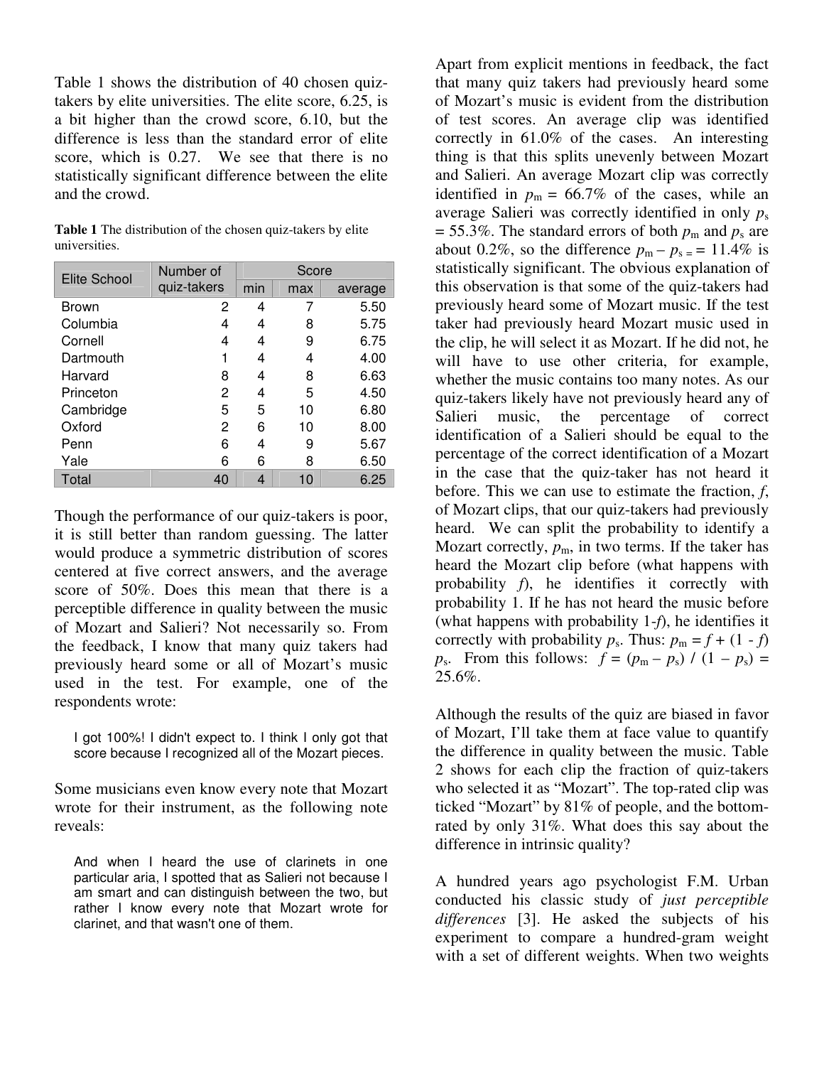Table 1 shows the distribution of 40 chosen quiz-takers by elite universities. The elite score, 6.25, is a bit higher than the crowd score, 6.10, but the difference is less than the standard error of elite score, which is 0.27. We see that there is no statistically significant difference between the elite and the crowd.

**Table 1** The distribution of the chosen quiz-takers by elite universities.

| Elite School | Number of quiz-takers | Score | | |
|---|---|---|---|---|
| | | min | max | average |
| Brown | 2 | 4 | 7 | 5.50 |
| Columbia | 4 | 4 | 8 | 5.75 |
| Cornell | 4 | 4 | 9 | 6.75 |
| Dartmouth | 1 | 4 | 4 | 4.00 |
| Harvard | 8 | 4 | 8 | 6.63 |
| Princeton | 2 | 4 | 5 | 4.50 |
| Cambridge | 5 | 5 | 10 | 6.80 |
| Oxford | 2 | 6 | 10 | 8.00 |
| Penn | 6 | 4 | 9 | 5.67 |
| Yale | 6 | 6 | 8 | 6.50 |
| Total | 40 | 4 | 10 | 6.25 |

Though the performance of our quiz-takers is poor, it is still better than random guessing. The latter would produce a symmetric distribution of scores centered at five correct answers, and the average score of 50%. Does this mean that there is a perceptible difference in quality between the music of Mozart and Salieri? Not necessarily so. From the feedback, I know that many quiz takers had previously heard some or all of Mozart's music used in the test. For example, one of the respondents wrote:

> I got 100%! I didn't expect to. I think I only got that score because I recognized all of the Mozart pieces.

Some musicians even know every note that Mozart wrote for their instrument, as the following note reveals:

> And when I heard the use of clarinets in one particular aria, I spotted that as Salieri not because I am smart and can distinguish between the two, but rather I know every note that Mozart wrote for clarinet, and that wasn't one of them.

Apart from explicit mentions in feedback, the fact that many quiz takers had previously heard some of Mozart's music is evident from the distribution of test scores. An average clip was identified correctly in 61.0% of the cases. An interesting thing is that this splits unevenly between Mozart and Salieri. An average Mozart clip was correctly identified in $p_m$ = 66.7% of the cases, while an average Salieri was correctly identified in only $p_s$ = 55.3%. The standard errors of both $p_m$ and $p_s$ are about 0.2%, so the difference $p_m - p_s$ = = 11.4% is statistically significant. The obvious explanation of this observation is that some of the quiz-takers had previously heard some of Mozart music. If the test taker had previously heard Mozart music used in the clip, he will select it as Mozart. If he did not, he will have to use other criteria, for example, whether the music contains too many notes. As our quiz-takers likely have not previously heard any of Salieri music, the percentage of correct identification of a Salieri should be equal to the percentage of the correct identification of a Mozart in the case that the quiz-taker has not heard it before. This we can use to estimate the fraction, $f$, of Mozart clips, that our quiz-takers had previously heard. We can split the probability to identify a Mozart correctly, $p_m$, in two terms. If the taker has heard the Mozart clip before (what happens with probability $f$), he identifies it correctly with probability 1. If he has not heard the music before (what happens with probability $1-f$), he identifies it correctly with probability $p_s$. Thus: $p_m = f + (1 - f)\, p_s$. From this follows: $f = (p_m - p_s) / (1 - p_s)$ = 25.6%.

Although the results of the quiz are biased in favor of Mozart, I'll take them at face value to quantify the difference in quality between the music. Table 2 shows for each clip the fraction of quiz-takers who selected it as "Mozart". The top-rated clip was ticked "Mozart" by 81% of people, and the bottom-rated by only 31%. What does this say about the difference in intrinsic quality?

A hundred years ago psychologist F.M. Urban conducted his classic study of *just perceptible differences* [3]. He asked the subjects of his experiment to compare a hundred-gram weight with a set of different weights. When two weights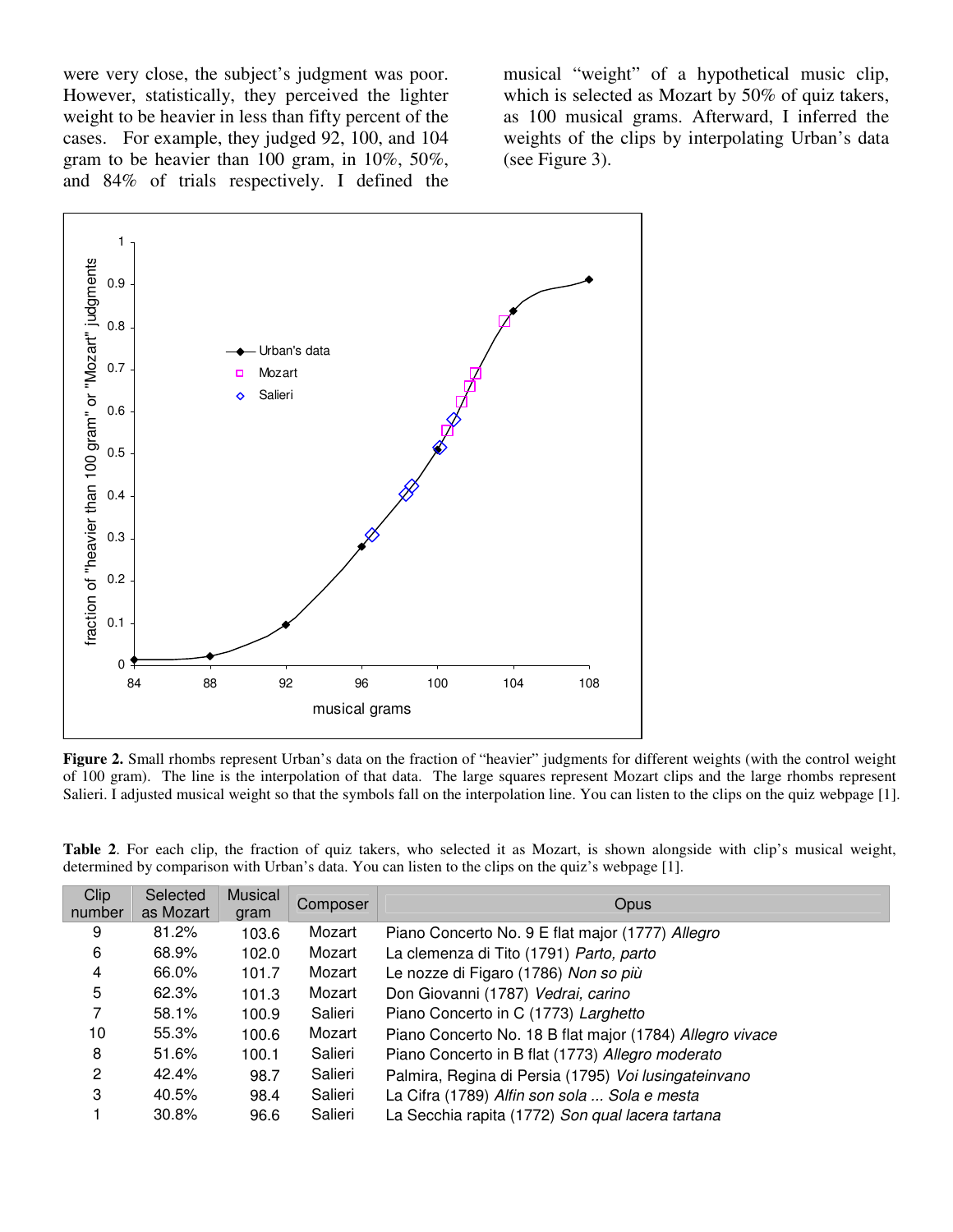were very close, the subject's judgment was poor. However, statistically, they perceived the lighter weight to be heavier in less than fifty percent of the cases. For example, they judged 92, 100, and 104 gram to be heavier than 100 gram, in 10%, 50%, and 84% of trials respectively. I defined the musical "weight" of a hypothetical music clip, which is selected as Mozart by 50% of quiz takers, as 100 musical grams. Afterward, I inferred the weights of the clips by interpolating Urban's data (see Figure 3).

**Figure 2.** Small rhombs represent Urban's data on the fraction of "heavier" judgments for different weights (with the control weight of 100 gram). The line is the interpolation of that data. The large squares represent Mozart clips and the large rhombs represent Salieri. I adjusted musical weight so that the symbols fall on the interpolation line. You can listen to the clips on the quiz webpage [1].

**Table 2**. For each clip, the fraction of quiz takers, who selected it as Mozart, is shown alongside with clip's musical weight, determined by comparison with Urban's data. You can listen to the clips on the quiz's webpage [1].

| Clip number | Selected as Mozart | Musical gram | Composer | Opus |
|---|---|---|---|---|
| 9 | 81.2% | 103.6 | Mozart | Piano Concerto No. 9 E flat major (1777) *Allegro* |
| 6 | 68.9% | 102.0 | Mozart | La clemenza di Tito (1791) *Parto, parto* |
| 4 | 66.0% | 101.7 | Mozart | Le nozze di Figaro (1786) *Non so più* |
| 5 | 62.3% | 101.3 | Mozart | Don Giovanni (1787) *Vedrai, carino* |
| 7 | 58.1% | 100.9 | Salieri | Piano Concerto in C (1773) *Larghetto* |
| 10 | 55.3% | 100.6 | Mozart | Piano Concerto No. 18 B flat major (1784) *Allegro vivace* |
| 8 | 51.6% | 100.1 | Salieri | Piano Concerto in B flat (1773) *Allegro moderato* |
| 2 | 42.4% | 98.7 | Salieri | Palmira, Regina di Persia (1795) *Voi lusingateinvano* |
| 3 | 40.5% | 98.4 | Salieri | La Cifra (1789) *Alfin son sola ... Sola e mesta* |
| 1 | 30.8% | 96.6 | Salieri | La Secchia rapita (1772) *Son qual lacera tartana* |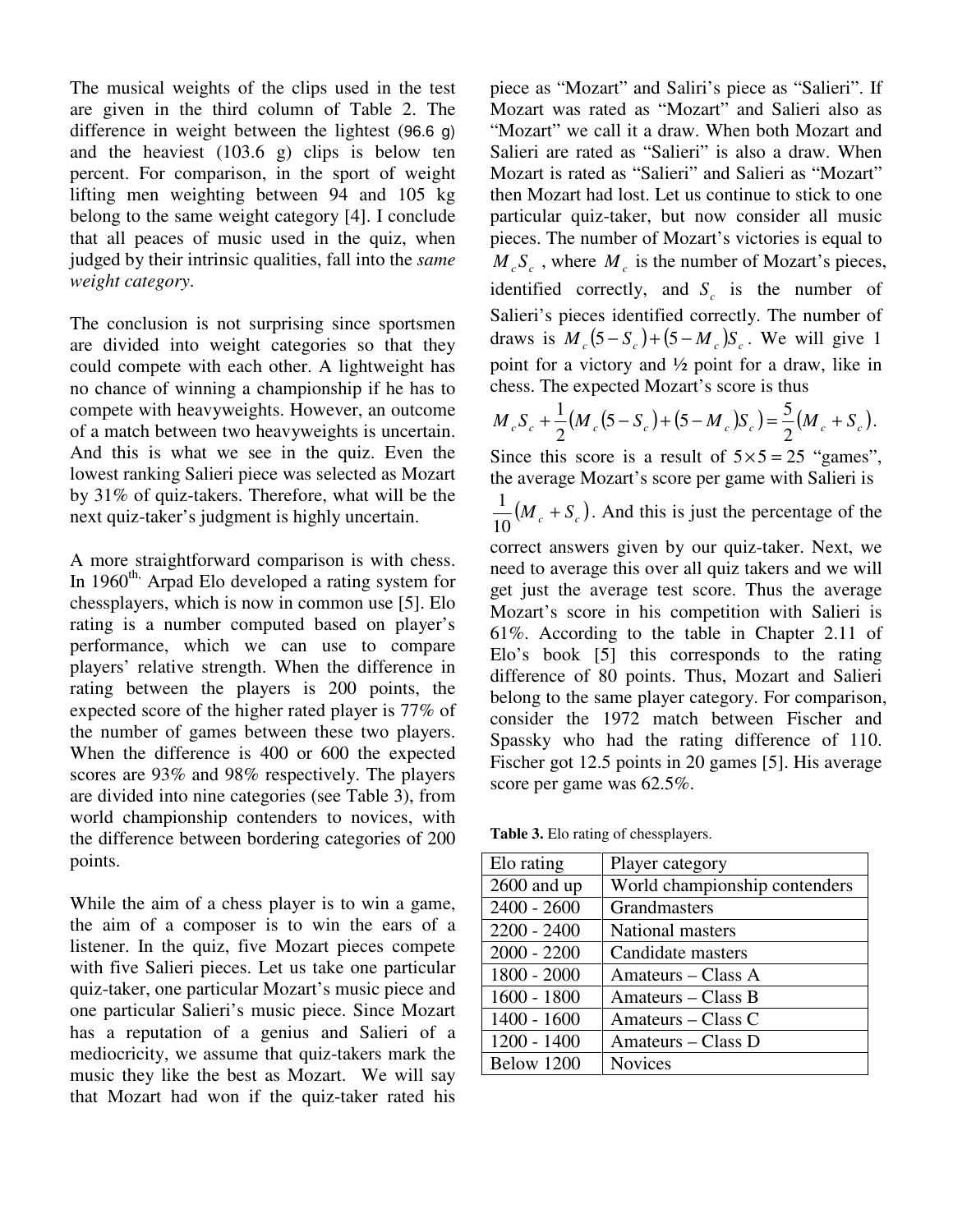The musical weights of the clips used in the test are given in the third column of Table 2. The difference in weight between the lightest (96.6 g) and the heaviest (103.6 g) clips is below ten percent. For comparison, in the sport of weight lifting men weighting between 94 and 105 kg belong to the same weight category [4]. I conclude that all peaces of music used in the quiz, when judged by their intrinsic qualities, fall into the *same weight category*.

The conclusion is not surprising since sportsmen are divided into weight categories so that they could compete with each other. A lightweight has no chance of winning a championship if he has to compete with heavyweights. However, an outcome of a match between two heavyweights is uncertain. And this is what we see in the quiz. Even the lowest ranking Salieri piece was selected as Mozart by 31% of quiz-takers. Therefore, what will be the next quiz-taker's judgment is highly uncertain.

A more straightforward comparison is with chess. In 1960[th,] Arpad Elo developed a rating system for chessplayers, which is now in common use [5]. Elo rating is a number computed based on player's performance, which we can use to compare players' relative strength. When the difference in rating between the players is 200 points, the expected score of the higher rated player is 77% of the number of games between these two players. When the difference is 400 or 600 the expected scores are 93% and 98% respectively. The players are divided into nine categories (see Table 3), from world championship contenders to novices, with the difference between bordering categories of 200 points.

While the aim of a chess player is to win a game, the aim of a composer is to win the ears of a listener. In the quiz, five Mozart pieces compete with five Salieri pieces. Let us take one particular quiz-taker, one particular Mozart's music piece and one particular Salieri's music piece. Since Mozart has a reputation of a genius and Salieri of a mediocricity, we assume that quiz-takers mark the music they like the best as Mozart. We will say that Mozart had won if the quiz-taker rated his piece as "Mozart" and Saliri's piece as "Salieri". If Mozart was rated as "Mozart" and Salieri also as "Mozart" we call it a draw. When both Mozart and Salieri are rated as "Salieri" is also a draw. When Mozart is rated as "Salieri" and Salieri as "Mozart" then Mozart had lost. Let us continue to stick to one particular quiz-taker, but now consider all music pieces. The number of Mozart's victories is equal to $M_c S_c$, where $M_c$ is the number of Mozart's pieces, identified correctly, and $S_c$ is the number of Salieri's pieces identified correctly. The number of draws is $M_c(5-S_c)+(5-M_c)S_c$. We will give 1 point for a victory and ½ point for a draw, like in chess. The expected Mozart's score is thus

$$M_c S_c + \frac{1}{2}\left(M_c(5-S_c)+(5-M_c)S_c\right) = \frac{5}{2}\left(M_c + S_c\right).$$

Since this score is a result of $5 \times 5 = 25$ "games", the average Mozart's score per game with Salieri is $\frac{1}{10}\left(M_c + S_c\right)$. And this is just the percentage of the correct answers given by our quiz-taker. Next, we need to average this over all quiz takers and we will get just the average test score. Thus the average Mozart's score in his competition with Salieri is 61%. According to the table in Chapter 2.11 of Elo's book [5] this corresponds to the rating difference of 80 points. Thus, Mozart and Salieri belong to the same player category. For comparison, consider the 1972 match between Fischer and Spassky who had the rating difference of 110. Fischer got 12.5 points in 20 games [5]. His average score per game was 62.5%.

**Table 3.** Elo rating of chessplayers.

| Elo rating | Player category |
|---|---|
| 2600 and up | World championship contenders |
| 2400 - 2600 | Grandmasters |
| 2200 - 2400 | National masters |
| 2000 - 2200 | Candidate masters |
| 1800 - 2000 | Amateurs – Class A |
| 1600 - 1800 | Amateurs – Class B |
| 1400 - 1600 | Amateurs – Class C |
| 1200 - 1400 | Amateurs – Class D |
| Below 1200 | Novices |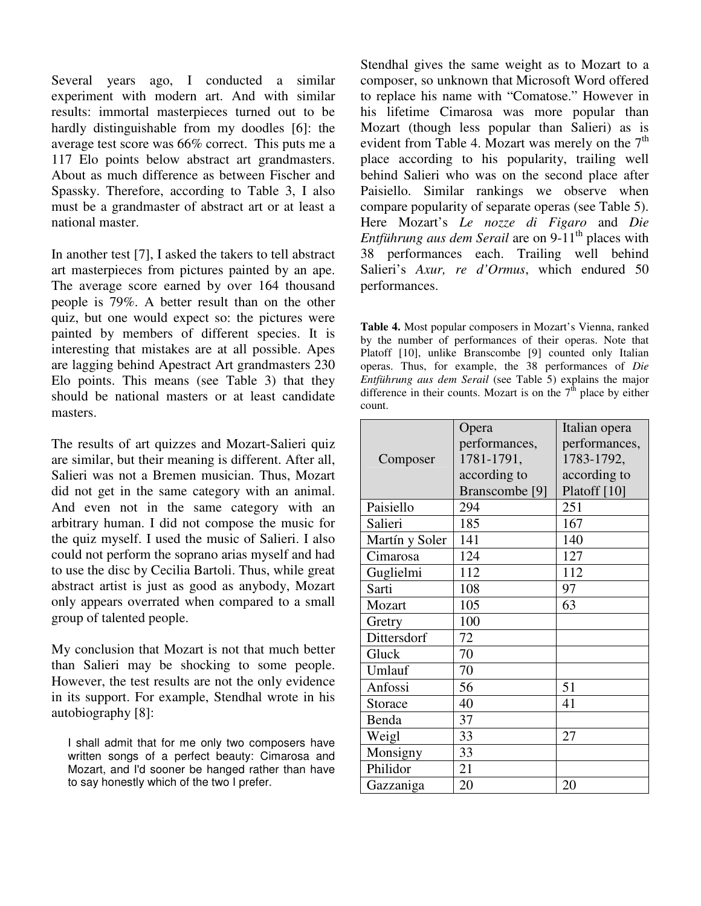Several years ago, I conducted a similar experiment with modern art. And with similar results: immortal masterpieces turned out to be hardly distinguishable from my doodles [6]: the average test score was 66% correct. This puts me a 117 Elo points below abstract art grandmasters. About as much difference as between Fischer and Spassky. Therefore, according to Table 3, I also must be a grandmaster of abstract art or at least a national master.

In another test [7], I asked the takers to tell abstract art masterpieces from pictures painted by an ape. The average score earned by over 164 thousand people is 79%. A better result than on the other quiz, but one would expect so: the pictures were painted by members of different species. It is interesting that mistakes are at all possible. Apes are lagging behind Apestract Art grandmasters 230 Elo points. This means (see Table 3) that they should be national masters or at least candidate masters.

The results of art quizzes and Mozart-Salieri quiz are similar, but their meaning is different. After all, Salieri was not a Bremen musician. Thus, Mozart did not get in the same category with an animal. And even not in the same category with an arbitrary human. I did not compose the music for the quiz myself. I used the music of Salieri. I also could not perform the soprano arias myself and had to use the disc by Cecilia Bartoli. Thus, while great abstract artist is just as good as anybody, Mozart only appears overrated when compared to a small group of talented people.

My conclusion that Mozart is not that much better than Salieri may be shocking to some people. However, the test results are not the only evidence in its support. For example, Stendhal wrote in his autobiography [8]:

> I shall admit that for me only two composers have written songs of a perfect beauty: Cimarosa and Mozart, and I'd sooner be hanged rather than have to say honestly which of the two I prefer.

Stendhal gives the same weight as to Mozart to a composer, so unknown that Microsoft Word offered to replace his name with "Comatose." However in his lifetime Cimarosa was more popular than Mozart (though less popular than Salieri) as is evident from Table 4. Mozart was merely on the 7th place according to his popularity, trailing well behind Salieri who was on the second place after Paisiello. Similar rankings we observe when compare popularity of separate operas (see Table 5). Here Mozart's *Le nozze di Figaro* and *Die Entführung aus dem Serail* are on 9-11th places with 38 performances each. Trailing well behind Salieri's *Axur, re d'Ormus*, which endured 50 performances.

**Table 4.** Most popular composers in Mozart's Vienna, ranked by the number of performances of their operas. Note that Platoff [10], unlike Branscombe [9] counted only Italian operas. Thus, for example, the 38 performances of *Die Entführung aus dem Serail* (see Table 5) explains the major difference in their counts. Mozart is on the 7th place by either count.

| Composer | Opera performances, 1781-1791, according to Branscombe [9] | Italian opera performances, 1783-1792, according to Platoff [10] |
|---|---|---|
| Paisiello | 294 | 251 |
| Salieri | 185 | 167 |
| Martín y Soler | 141 | 140 |
| Cimarosa | 124 | 127 |
| Guglielmi | 112 | 112 |
| Sarti | 108 | 97 |
| Mozart | 105 | 63 |
| Gretry | 100 | |
| Dittersdorf | 72 | |
| Gluck | 70 | |
| Umlauf | 70 | |
| Anfossi | 56 | 51 |
| Storace | 40 | 41 |
| Benda | 37 | |
| Weigl | 33 | 27 |
| Monsigny | 33 | |
| Philidor | 21 | |
| Gazzaniga | 20 | 20 |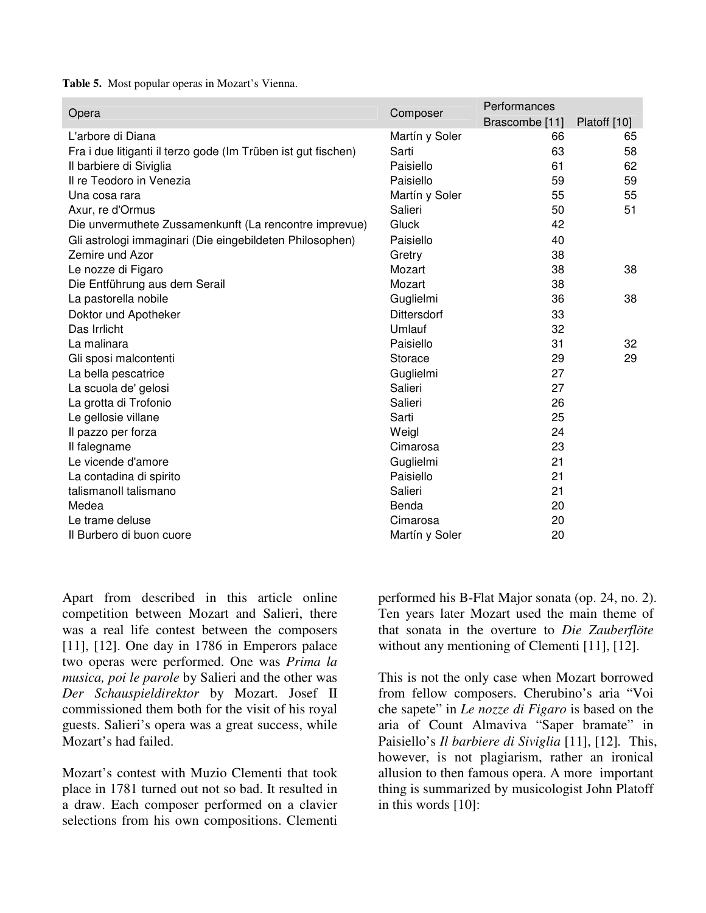**Table 5.** Most popular operas in Mozart's Vienna.

| Opera | Composer | Performances | |
|---|---|---|---|
| | | Brascombe [11] | Platoff [10] |
| L'arbore di Diana | Martín y Soler | 66 | 65 |
| Fra i due litiganti il terzo gode (Im Trüben ist gut fischen) | Sarti | 63 | 58 |
| Il barbiere di Siviglia | Paisiello | 61 | 62 |
| Il re Teodoro in Venezia | Paisiello | 59 | 59 |
| Una cosa rara | Martín y Soler | 55 | 55 |
| Axur, re d'Ormus | Salieri | 50 | 51 |
| Die unvermuthete Zussamenkunft (La rencontre imprevue) | Gluck | 42 | |
| Gli astrologi immaginari (Die eingebildeten Philosophen) | Paisiello | 40 | |
| Zemire und Azor | Gretry | 38 | |
| Le nozze di Figaro | Mozart | 38 | 38 |
| Die Entführung aus dem Serail | Mozart | 38 | |
| La pastorella nobile | Guglielmi | 36 | 38 |
| Doktor und Apotheker | Dittersdorf | 33 | |
| Das Irrlicht | Umlauf | 32 | |
| La malinara | Paisiello | 31 | 32 |
| Gli sposi malcontenti | Storace | 29 | 29 |
| La bella pescatrice | Guglielmi | 27 | |
| La scuola de' gelosi | Salieri | 27 | |
| La grotta di Trofonio | Salieri | 26 | |
| Le gellosie villane | Sarti | 25 | |
| Il pazzo per forza | Weigl | 24 | |
| Il falegname | Cimarosa | 23 | |
| Le vicende d'amore | Guglielmi | 21 | |
| La contadina di spirito | Paisiello | 21 | |
| talismanoIl talismano | Salieri | 21 | |
| Medea | Benda | 20 | |
| Le trame deluse | Cimarosa | 20 | |
| Il Burbero di buon cuore | Martín y Soler | 20 | |

Apart from described in this article online competition between Mozart and Salieri, there was a real life contest between the composers [11], [12]. One day in 1786 in Emperors palace two operas were performed. One was *Prima la musica, poi le parole* by Salieri and the other was *Der Schauspieldirektor* by Mozart. Josef II commissioned them both for the visit of his royal guests. Salieri's opera was a great success, while Mozart's had failed.

Mozart's contest with Muzio Clementi that took place in 1781 turned out not so bad. It resulted in a draw. Each composer performed on a clavier selections from his own compositions. Clementi performed his B-Flat Major sonata (op. 24, no. 2). Ten years later Mozart used the main theme of that sonata in the overture to *Die Zauberflöte* without any mentioning of Clementi [11], [12].

This is not the only case when Mozart borrowed from fellow composers. Cherubino's aria "Voi che sapete" in *Le nozze di Figaro* is based on the aria of Count Almaviva "Saper bramate" in Paisiello's *Il barbiere di Siviglia* [11], [12]. This, however, is not plagiarism, rather an ironical allusion to then famous opera. A more important thing is summarized by musicologist John Platoff in this words [10]: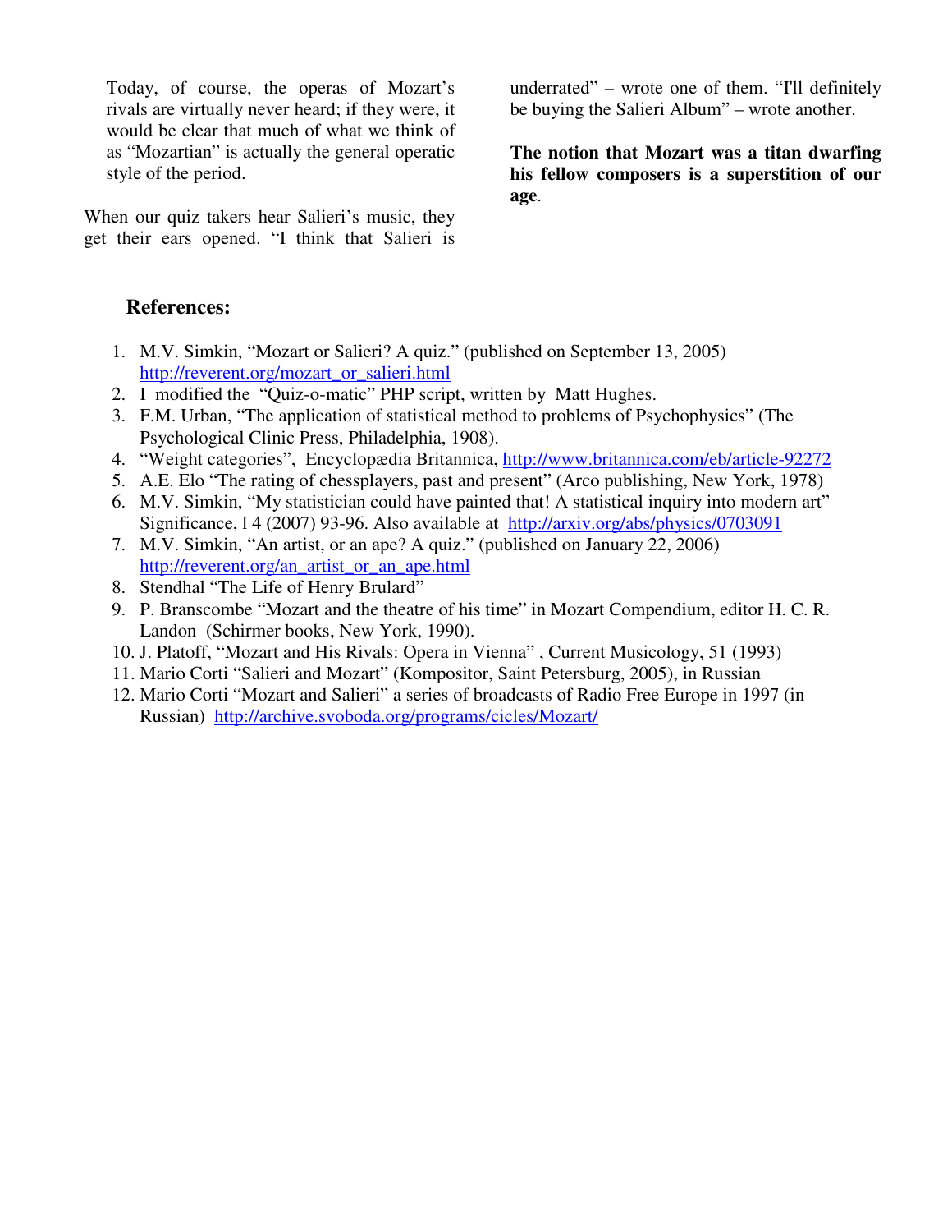> Today, of course, the operas of Mozart's rivals are virtually never heard; if they were, it would be clear that much of what we think of as "Mozartian" is actually the general operatic style of the period.

When our quiz takers hear Salieri's music, they get their ears opened. "I think that Salieri is underrated" – wrote one of them. "I'll definitely be buying the Salieri Album" – wrote another.

**The notion that Mozart was a titan dwarfing his fellow composers is a superstition of our age**.

### References:

1. M.V. Simkin, "Mozart or Salieri? A quiz." (published on September 13, 2005) http://reverent.org/mozart_or_salieri.html
2. I modified the "Quiz-o-matic" PHP script, written by Matt Hughes.
3. F.M. Urban, "The application of statistical method to problems of Psychophysics" (The Psychological Clinic Press, Philadelphia, 1908).
4. "Weight categories", Encyclopædia Britannica, http://www.britannica.com/eb/article-92272
5. A.E. Elo "The rating of chessplayers, past and present" (Arco publishing, New York, 1978)
6. M.V. Simkin, "My statistician could have painted that! A statistical inquiry into modern art" Significance, l 4 (2007) 93-96. Also available at http://arxiv.org/abs/physics/0703091
7. M.V. Simkin, "An artist, or an ape? A quiz." (published on January 22, 2006) http://reverent.org/an_artist_or_an_ape.html
8. Stendhal "The Life of Henry Brulard"
9. P. Branscombe "Mozart and the theatre of his time" in Mozart Compendium, editor H. C. R. Landon (Schirmer books, New York, 1990).
10. J. Platoff, "Mozart and His Rivals: Opera in Vienna" , Current Musicology, 51 (1993)
11. Mario Corti "Salieri and Mozart" (Kompositor, Saint Petersburg, 2005), in Russian
12. Mario Corti "Mozart and Salieri" a series of broadcasts of Radio Free Europe in 1997 (in Russian) http://archive.svoboda.org/programs/cicles/Mozart/